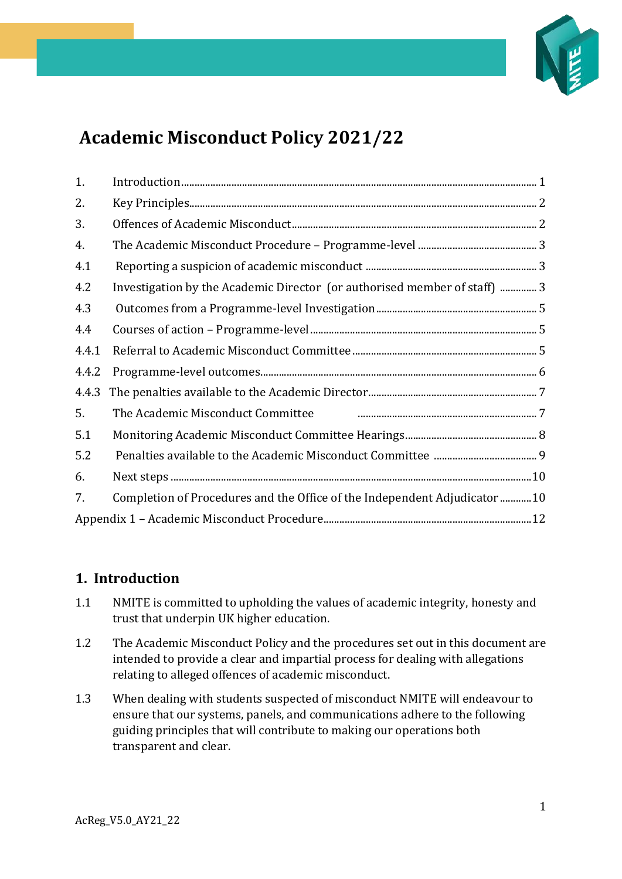# Academic Misconduct Policy 2021/22

| | | |
|---|---|---|
| 1. | Introduction | 1 |
| 2. | Key Principles | 2 |
| 3. | Offences of Academic Misconduct | 2 |
| 4. | The Academic Misconduct Procedure – Programme-level | 3 |
| 4.1 | Reporting a suspicion of academic misconduct | 3 |
| 4.2 | Investigation by the Academic Director (or authorised member of staff) | 3 |
| 4.3 | Outcomes from a Programme-level Investigation | 5 |
| 4.4 | Courses of action – Programme-level | 5 |
| 4.4.1 | Referral to Academic Misconduct Committee | 5 |
| 4.4.2 | Programme-level outcomes | 6 |
| 4.4.3 | The penalties available to the Academic Director | 7 |
| 5. | The Academic Misconduct Committee | 7 |
| 5.1 | Monitoring Academic Misconduct Committee Hearings | 8 |
| 5.2 | Penalties available to the Academic Misconduct Committee | 9 |
| 6. | Next steps | 10 |
| 7. | Completion of Procedures and the Office of the Independent Adjudicator | 10 |
| Appendix 1 – Academic Misconduct Procedure | | 12 |

## 1. Introduction

1.1 NMITE is committed to upholding the values of academic integrity, honesty and trust that underpin UK higher education.

1.2 The Academic Misconduct Policy and the procedures set out in this document are intended to provide a clear and impartial process for dealing with allegations relating to alleged offences of academic misconduct.

1.3 When dealing with students suspected of misconduct NMITE will endeavour to ensure that our systems, panels, and communications adhere to the following guiding principles that will contribute to making our operations both transparent and clear.

AcReg_V5.0_AY21_22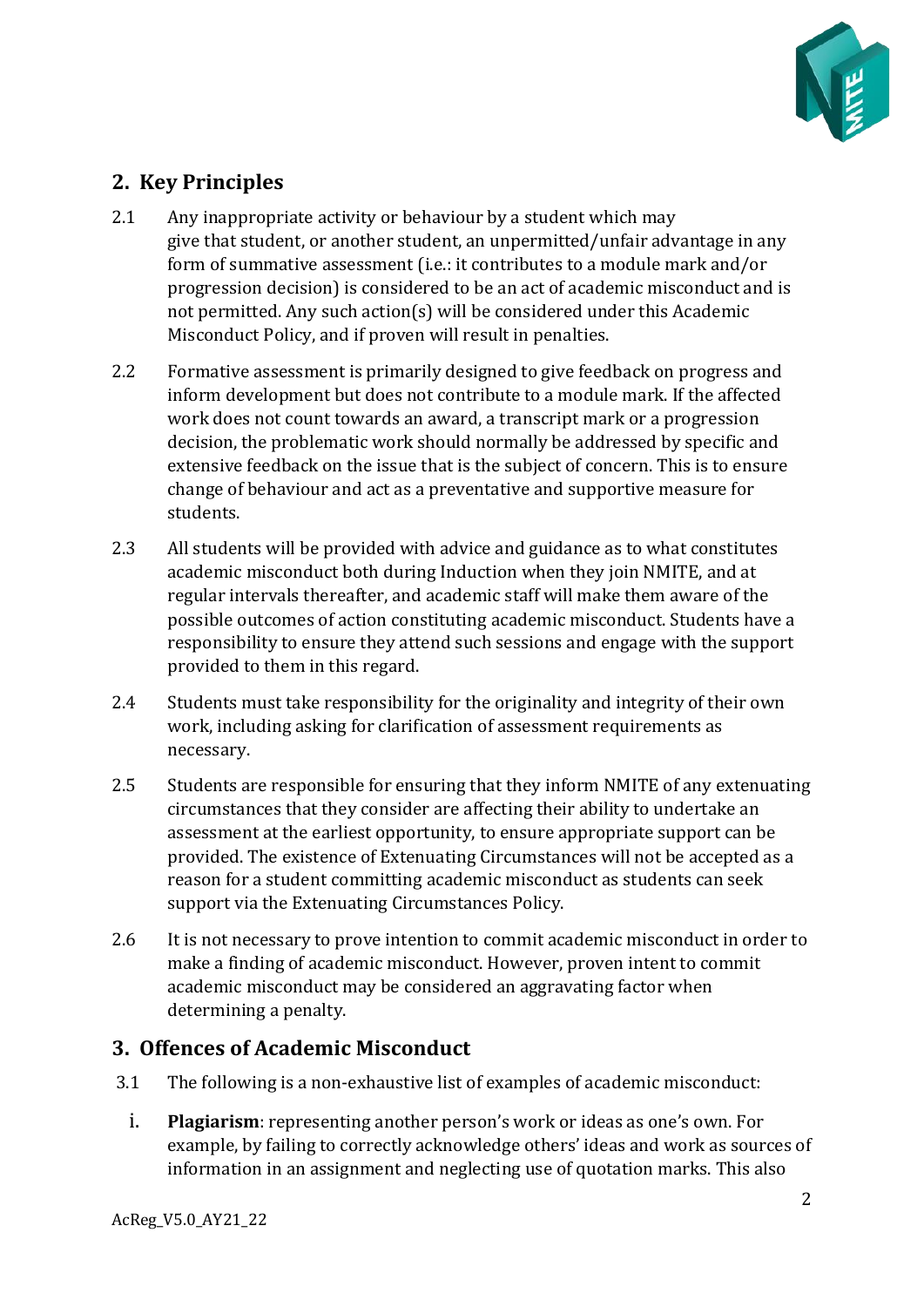## 2. Key Principles

2.1 Any inappropriate activity or behaviour by a student which may give that student, or another student, an unpermitted/unfair advantage in any form of summative assessment (i.e.: it contributes to a module mark and/or progression decision) is considered to be an act of academic misconduct and is not permitted. Any such action(s) will be considered under this Academic Misconduct Policy, and if proven will result in penalties.

2.2 Formative assessment is primarily designed to give feedback on progress and inform development but does not contribute to a module mark. If the affected work does not count towards an award, a transcript mark or a progression decision, the problematic work should normally be addressed by specific and extensive feedback on the issue that is the subject of concern. This is to ensure change of behaviour and act as a preventative and supportive measure for students.

2.3 All students will be provided with advice and guidance as to what constitutes academic misconduct both during Induction when they join NMITE, and at regular intervals thereafter, and academic staff will make them aware of the possible outcomes of action constituting academic misconduct. Students have a responsibility to ensure they attend such sessions and engage with the support provided to them in this regard.

2.4 Students must take responsibility for the originality and integrity of their own work, including asking for clarification of assessment requirements as necessary.

2.5 Students are responsible for ensuring that they inform NMITE of any extenuating circumstances that they consider are affecting their ability to undertake an assessment at the earliest opportunity, to ensure appropriate support can be provided. The existence of Extenuating Circumstances will not be accepted as a reason for a student committing academic misconduct as students can seek support via the Extenuating Circumstances Policy.

2.6 It is not necessary to prove intention to commit academic misconduct in order to make a finding of academic misconduct. However, proven intent to commit academic misconduct may be considered an aggravating factor when determining a penalty.

## 3. Offences of Academic Misconduct

3.1 The following is a non-exhaustive list of examples of academic misconduct:

i. **Plagiarism**: representing another person's work or ideas as one's own. For example, by failing to correctly acknowledge others' ideas and work as sources of information in an assignment and neglecting use of quotation marks. This also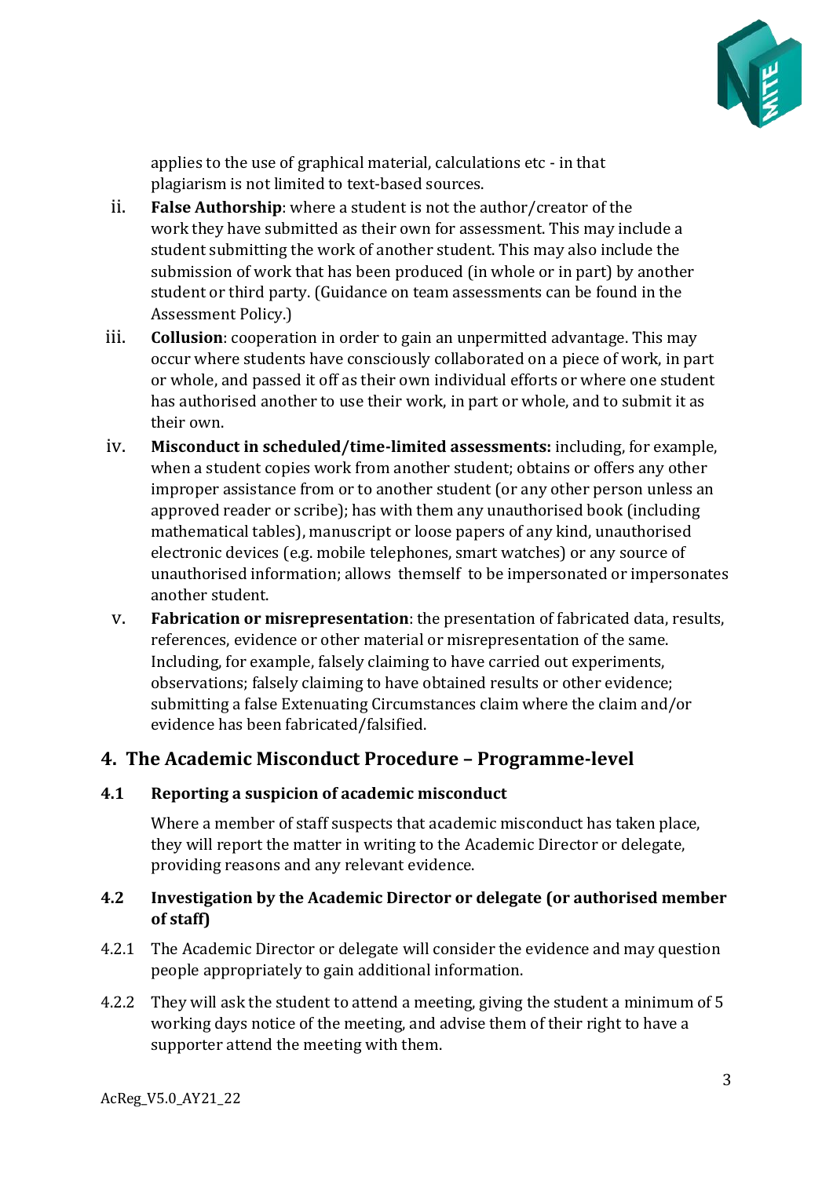applies to the use of graphical material, calculations etc - in that plagiarism is not limited to text-based sources.

ii. **False Authorship**: where a student is not the author/creator of the work they have submitted as their own for assessment. This may include a student submitting the work of another student. This may also include the submission of work that has been produced (in whole or in part) by another student or third party. (Guidance on team assessments can be found in the Assessment Policy.)

iii. **Collusion**: cooperation in order to gain an unpermitted advantage. This may occur where students have consciously collaborated on a piece of work, in part or whole, and passed it off as their own individual efforts or where one student has authorised another to use their work, in part or whole, and to submit it as their own.

iv. **Misconduct in scheduled/time-limited assessments:** including, for example, when a student copies work from another student; obtains or offers any other improper assistance from or to another student (or any other person unless an approved reader or scribe); has with them any unauthorised book (including mathematical tables), manuscript or loose papers of any kind, unauthorised electronic devices (e.g. mobile telephones, smart watches) or any source of unauthorised information; allows themself to be impersonated or impersonates another student.

v. **Fabrication or misrepresentation**: the presentation of fabricated data, results, references, evidence or other material or misrepresentation of the same. Including, for example, falsely claiming to have carried out experiments, observations; falsely claiming to have obtained results or other evidence; submitting a false Extenuating Circumstances claim where the claim and/or evidence has been fabricated/falsified.

## 4. The Academic Misconduct Procedure – Programme-level

### 4.1 Reporting a suspicion of academic misconduct

Where a member of staff suspects that academic misconduct has taken place, they will report the matter in writing to the Academic Director or delegate, providing reasons and any relevant evidence.

### 4.2 Investigation by the Academic Director or delegate (or authorised member of staff)

4.2.1 The Academic Director or delegate will consider the evidence and may question people appropriately to gain additional information.

4.2.2 They will ask the student to attend a meeting, giving the student a minimum of 5 working days notice of the meeting, and advise them of their right to have a supporter attend the meeting with them.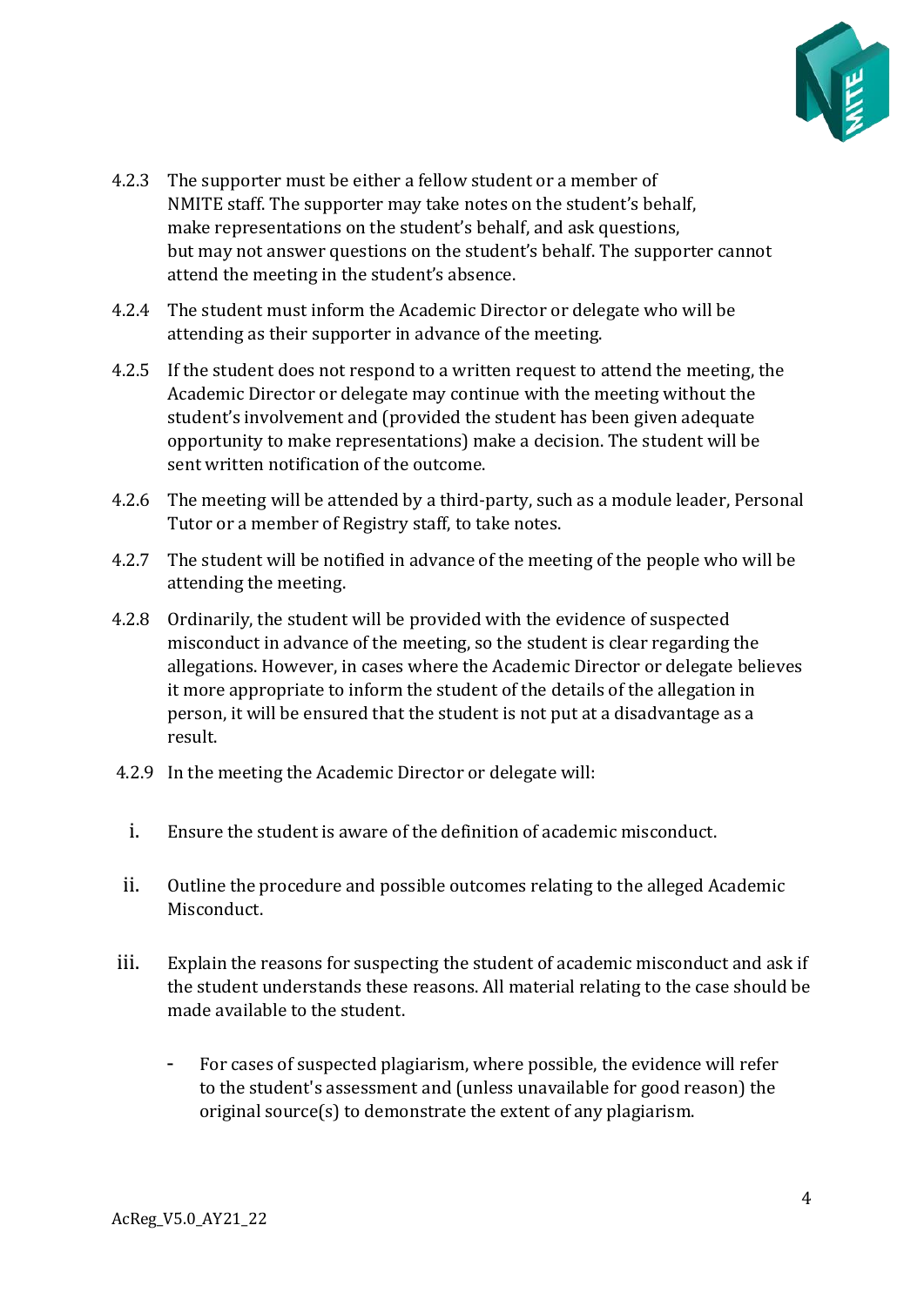4.2.3 The supporter must be either a fellow student or a member of NMITE staff. The supporter may take notes on the student's behalf, make representations on the student's behalf, and ask questions, but may not answer questions on the student's behalf. The supporter cannot attend the meeting in the student's absence.

4.2.4 The student must inform the Academic Director or delegate who will be attending as their supporter in advance of the meeting.

4.2.5 If the student does not respond to a written request to attend the meeting, the Academic Director or delegate may continue with the meeting without the student's involvement and (provided the student has been given adequate opportunity to make representations) make a decision. The student will be sent written notification of the outcome.

4.2.6 The meeting will be attended by a third-party, such as a module leader, Personal Tutor or a member of Registry staff, to take notes.

4.2.7 The student will be notified in advance of the meeting of the people who will be attending the meeting.

4.2.8 Ordinarily, the student will be provided with the evidence of suspected misconduct in advance of the meeting, so the student is clear regarding the allegations. However, in cases where the Academic Director or delegate believes it more appropriate to inform the student of the details of the allegation in person, it will be ensured that the student is not put at a disadvantage as a result.

4.2.9 In the meeting the Academic Director or delegate will:

i. Ensure the student is aware of the definition of academic misconduct.

ii. Outline the procedure and possible outcomes relating to the alleged Academic Misconduct.

iii. Explain the reasons for suspecting the student of academic misconduct and ask if the student understands these reasons. All material relating to the case should be made available to the student.

- For cases of suspected plagiarism, where possible, the evidence will refer to the student's assessment and (unless unavailable for good reason) the original source(s) to demonstrate the extent of any plagiarism.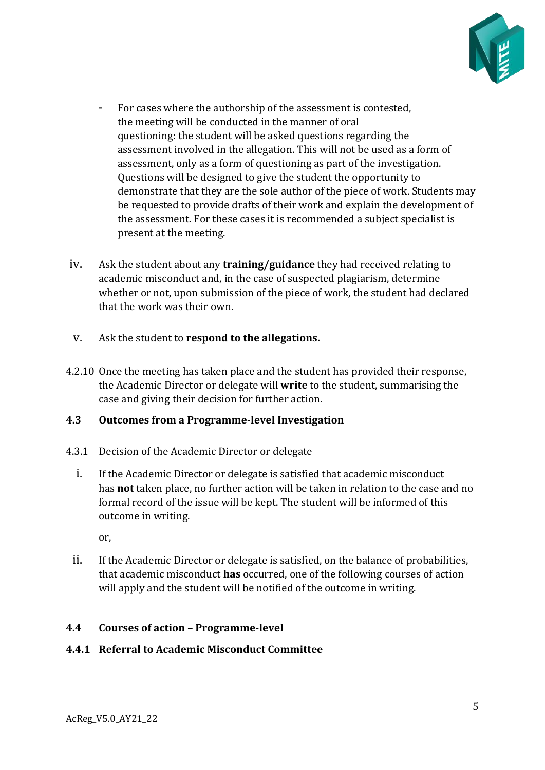- For cases where the authorship of the assessment is contested, the meeting will be conducted in the manner of oral questioning: the student will be asked questions regarding the assessment involved in the allegation. This will not be used as a form of assessment, only as a form of questioning as part of the investigation. Questions will be designed to give the student the opportunity to demonstrate that they are the sole author of the piece of work. Students may be requested to provide drafts of their work and explain the development of the assessment. For these cases it is recommended a subject specialist is present at the meeting.

iv. Ask the student about any **training/guidance** they had received relating to academic misconduct and, in the case of suspected plagiarism, determine whether or not, upon submission of the piece of work, the student had declared that the work was their own.

v. Ask the student to **respond to the allegations.**

4.2.10 Once the meeting has taken place and the student has provided their response, the Academic Director or delegate will **write** to the student, summarising the case and giving their decision for further action.

### 4.3 Outcomes from a Programme-level Investigation

4.3.1 Decision of the Academic Director or delegate

i. If the Academic Director or delegate is satisfied that academic misconduct has **not** taken place, no further action will be taken in relation to the case and no formal record of the issue will be kept. The student will be informed of this outcome in writing.

or,

ii. If the Academic Director or delegate is satisfied, on the balance of probabilities, that academic misconduct **has** occurred, one of the following courses of action will apply and the student will be notified of the outcome in writing.

### 4.4 Courses of action – Programme-level

#### 4.4.1 Referral to Academic Misconduct Committee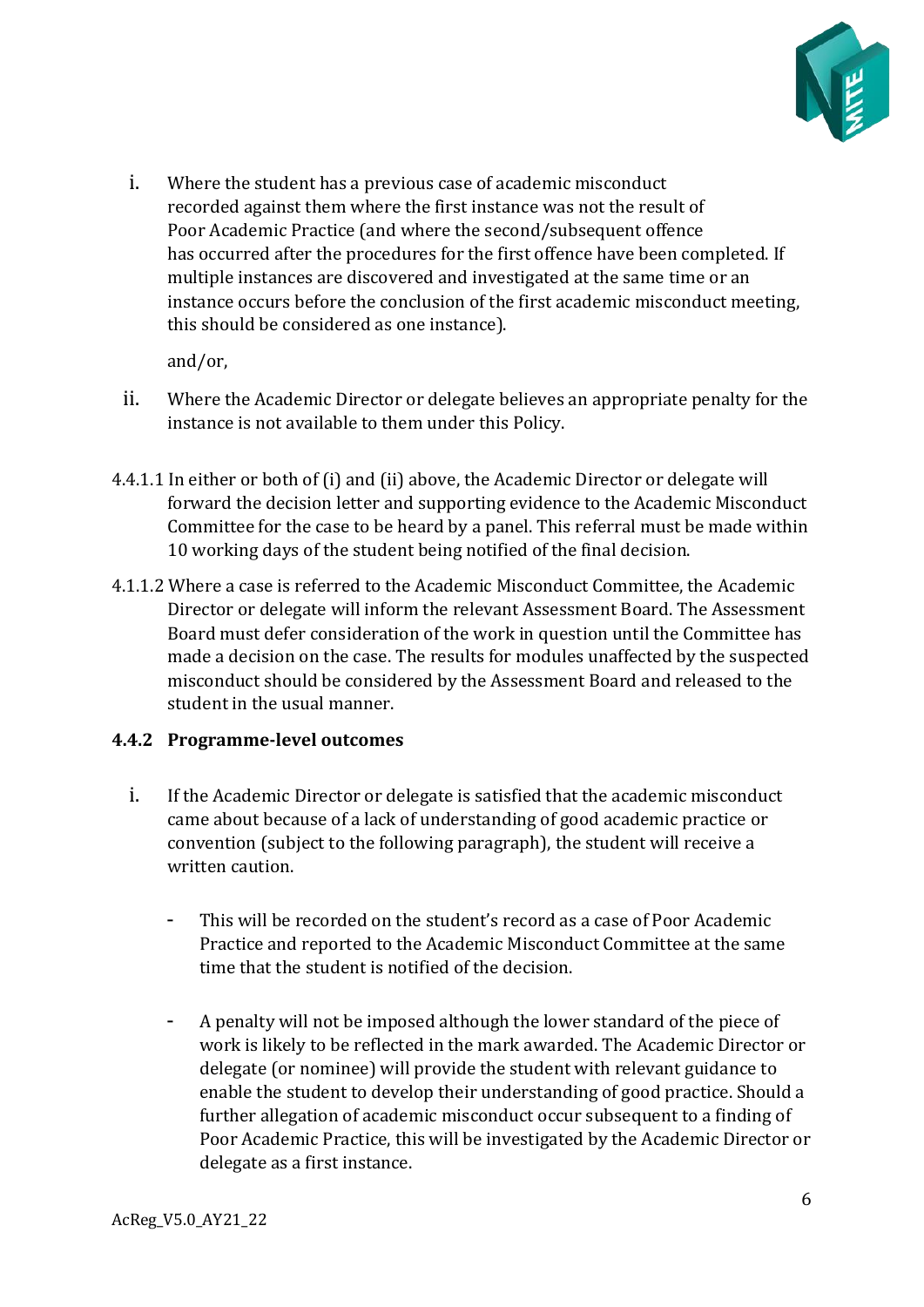i. Where the student has a previous case of academic misconduct recorded against them where the first instance was not the result of Poor Academic Practice (and where the second/subsequent offence has occurred after the procedures for the first offence have been completed. If multiple instances are discovered and investigated at the same time or an instance occurs before the conclusion of the first academic misconduct meeting, this should be considered as one instance).

   and/or,

ii. Where the Academic Director or delegate believes an appropriate penalty for the instance is not available to them under this Policy.

4.4.1.1 In either or both of (i) and (ii) above, the Academic Director or delegate will forward the decision letter and supporting evidence to the Academic Misconduct Committee for the case to be heard by a panel. This referral must be made within 10 working days of the student being notified of the final decision.

4.1.1.2 Where a case is referred to the Academic Misconduct Committee, the Academic Director or delegate will inform the relevant Assessment Board. The Assessment Board must defer consideration of the work in question until the Committee has made a decision on the case. The results for modules unaffected by the suspected misconduct should be considered by the Assessment Board and released to the student in the usual manner.

#### 4.4.2 Programme-level outcomes

i. If the Academic Director or delegate is satisfied that the academic misconduct came about because of a lack of understanding of good academic practice or convention (subject to the following paragraph), the student will receive a written caution.

   - This will be recorded on the student's record as a case of Poor Academic Practice and reported to the Academic Misconduct Committee at the same time that the student is notified of the decision.

   - A penalty will not be imposed although the lower standard of the piece of work is likely to be reflected in the mark awarded. The Academic Director or delegate (or nominee) will provide the student with relevant guidance to enable the student to develop their understanding of good practice. Should a further allegation of academic misconduct occur subsequent to a finding of Poor Academic Practice, this will be investigated by the Academic Director or delegate as a first instance.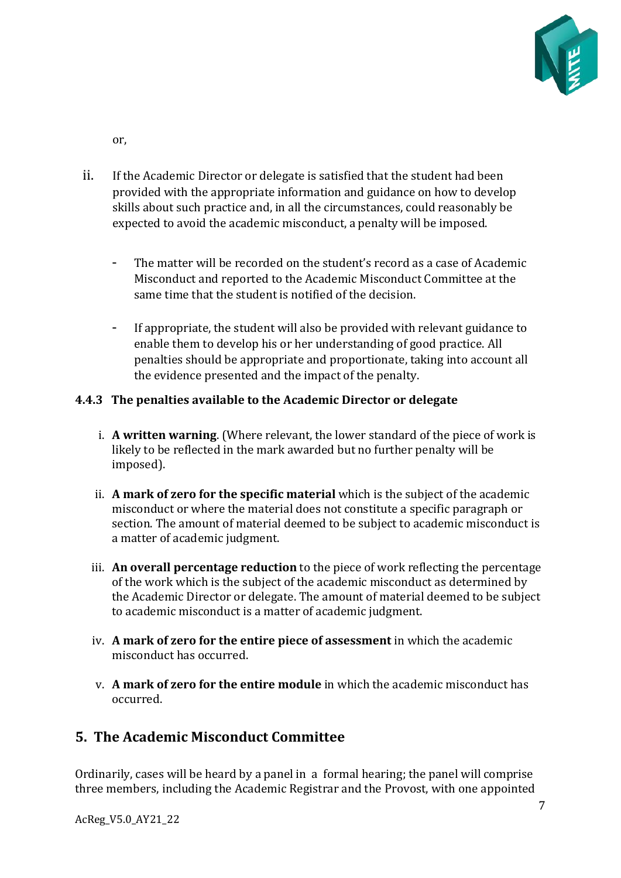or,

ii. If the Academic Director or delegate is satisfied that the student had been provided with the appropriate information and guidance on how to develop skills about such practice and, in all the circumstances, could reasonably be expected to avoid the academic misconduct, a penalty will be imposed.

   - The matter will be recorded on the student's record as a case of Academic Misconduct and reported to the Academic Misconduct Committee at the same time that the student is notified of the decision.

   - If appropriate, the student will also be provided with relevant guidance to enable them to develop his or her understanding of good practice. All penalties should be appropriate and proportionate, taking into account all the evidence presented and the impact of the penalty.

#### 4.4.3 The penalties available to the Academic Director or delegate

i. **A written warning**. (Where relevant, the lower standard of the piece of work is likely to be reflected in the mark awarded but no further penalty will be imposed).

ii. **A mark of zero for the specific material** which is the subject of the academic misconduct or where the material does not constitute a specific paragraph or section. The amount of material deemed to be subject to academic misconduct is a matter of academic judgment.

iii. **An overall percentage reduction** to the piece of work reflecting the percentage of the work which is the subject of the academic misconduct as determined by the Academic Director or delegate. The amount of material deemed to be subject to academic misconduct is a matter of academic judgment.

iv. **A mark of zero for the entire piece of assessment** in which the academic misconduct has occurred.

v. **A mark of zero for the entire module** in which the academic misconduct has occurred.

## 5. The Academic Misconduct Committee

Ordinarily, cases will be heard by a panel in a formal hearing; the panel will comprise three members, including the Academic Registrar and the Provost, with one appointed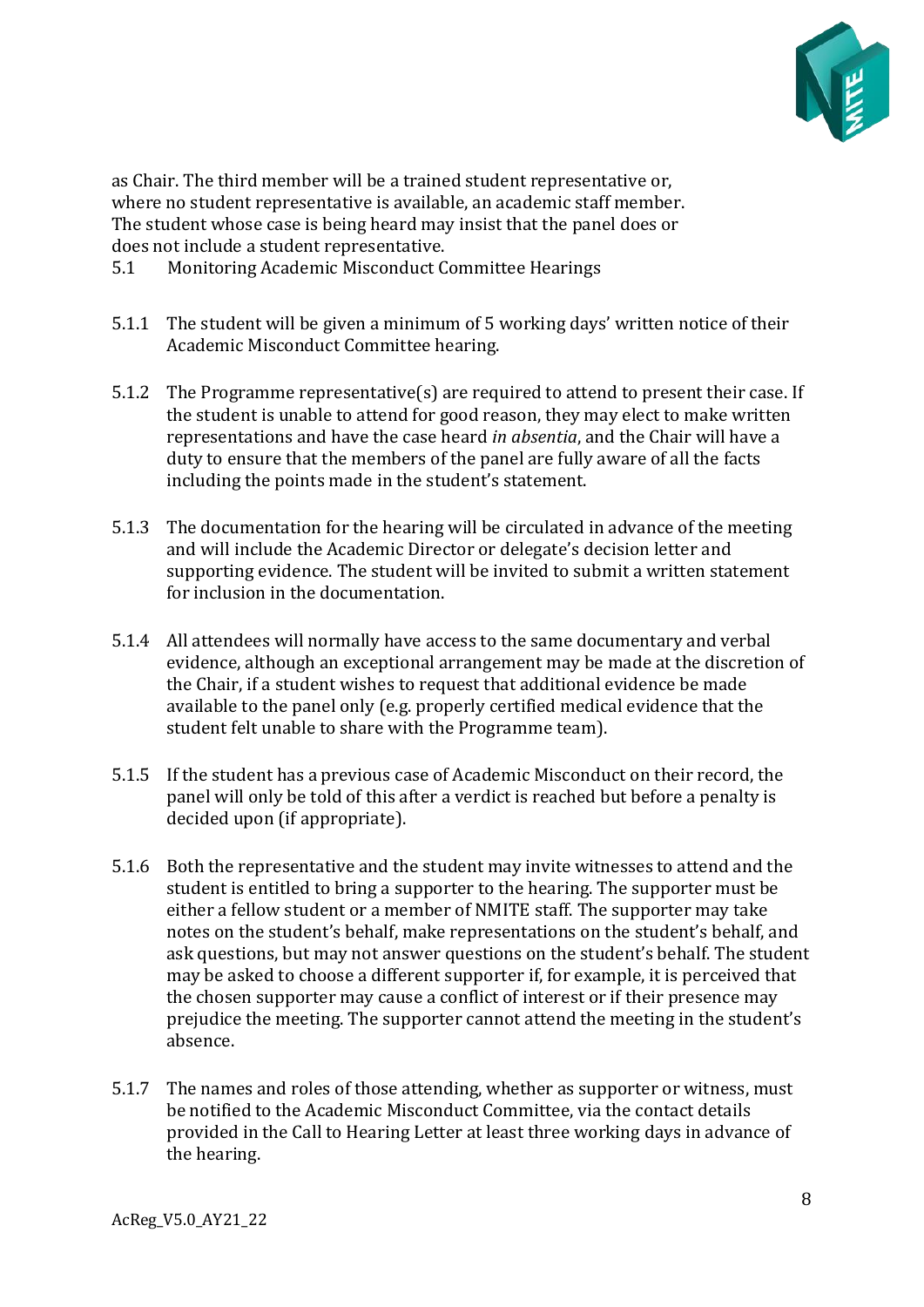as Chair. The third member will be a trained student representative or, where no student representative is available, an academic staff member. The student whose case is being heard may insist that the panel does or does not include a student representative.

## 5.1 Monitoring Academic Misconduct Committee Hearings

5.1.1 The student will be given a minimum of 5 working days' written notice of their Academic Misconduct Committee hearing.

5.1.2 The Programme representative(s) are required to attend to present their case. If the student is unable to attend for good reason, they may elect to make written representations and have the case heard *in absentia*, and the Chair will have a duty to ensure that the members of the panel are fully aware of all the facts including the points made in the student's statement.

5.1.3 The documentation for the hearing will be circulated in advance of the meeting and will include the Academic Director or delegate's decision letter and supporting evidence. The student will be invited to submit a written statement for inclusion in the documentation.

5.1.4 All attendees will normally have access to the same documentary and verbal evidence, although an exceptional arrangement may be made at the discretion of the Chair, if a student wishes to request that additional evidence be made available to the panel only (e.g. properly certified medical evidence that the student felt unable to share with the Programme team).

5.1.5 If the student has a previous case of Academic Misconduct on their record, the panel will only be told of this after a verdict is reached but before a penalty is decided upon (if appropriate).

5.1.6 Both the representative and the student may invite witnesses to attend and the student is entitled to bring a supporter to the hearing. The supporter must be either a fellow student or a member of NMITE staff. The supporter may take notes on the student's behalf, make representations on the student's behalf, and ask questions, but may not answer questions on the student's behalf. The student may be asked to choose a different supporter if, for example, it is perceived that the chosen supporter may cause a conflict of interest or if their presence may prejudice the meeting. The supporter cannot attend the meeting in the student's absence.

5.1.7 The names and roles of those attending, whether as supporter or witness, must be notified to the Academic Misconduct Committee, via the contact details provided in the Call to Hearing Letter at least three working days in advance of the hearing.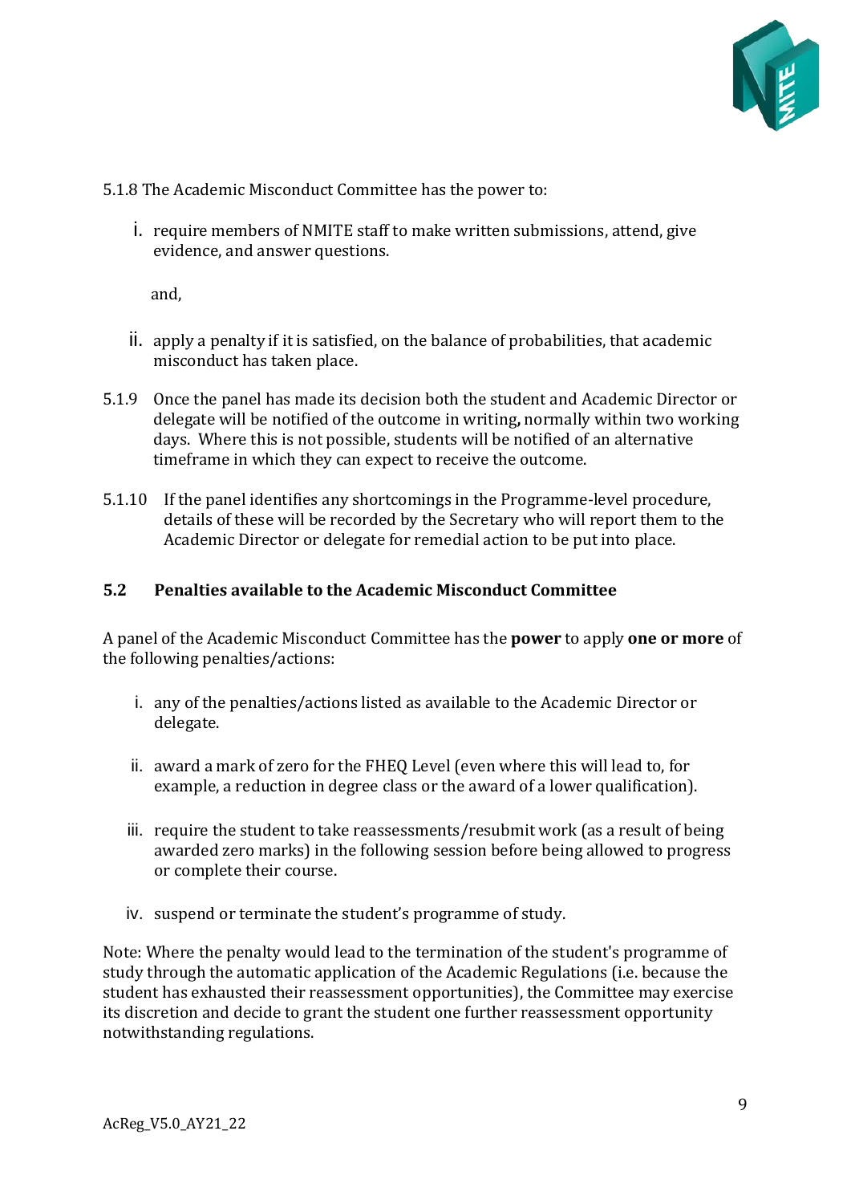5.1.8 The Academic Misconduct Committee has the power to:

i. require members of NMITE staff to make written submissions, attend, give evidence, and answer questions.

and,

ii. apply a penalty if it is satisfied, on the balance of probabilities, that academic misconduct has taken place.

5.1.9 Once the panel has made its decision both the student and Academic Director or delegate will be notified of the outcome in writing**,** normally within two working days. Where this is not possible, students will be notified of an alternative timeframe in which they can expect to receive the outcome.

5.1.10 If the panel identifies any shortcomings in the Programme-level procedure, details of these will be recorded by the Secretary who will report them to the Academic Director or delegate for remedial action to be put into place.

### 5.2 Penalties available to the Academic Misconduct Committee

A panel of the Academic Misconduct Committee has the **power** to apply **one or more** of the following penalties/actions:

i. any of the penalties/actions listed as available to the Academic Director or delegate.

ii. award a mark of zero for the FHEQ Level (even where this will lead to, for example, a reduction in degree class or the award of a lower qualification).

iii. require the student to take reassessments/resubmit work (as a result of being awarded zero marks) in the following session before being allowed to progress or complete their course.

iv. suspend or terminate the student's programme of study.

Note: Where the penalty would lead to the termination of the student's programme of study through the automatic application of the Academic Regulations (i.e. because the student has exhausted their reassessment opportunities), the Committee may exercise its discretion and decide to grant the student one further reassessment opportunity notwithstanding regulations.

AcReg_V5.0_AY21_22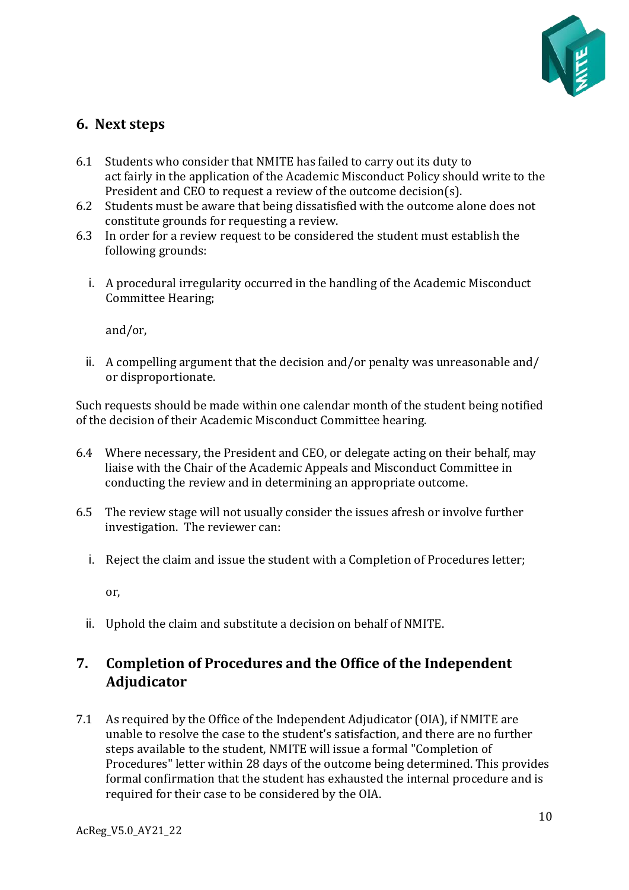## 6. Next steps

6.1 Students who consider that NMITE has failed to carry out its duty to act fairly in the application of the Academic Misconduct Policy should write to the President and CEO to request a review of the outcome decision(s).

6.2 Students must be aware that being dissatisfied with the outcome alone does not constitute grounds for requesting a review.

6.3 In order for a review request to be considered the student must establish the following grounds:

i. A procedural irregularity occurred in the handling of the Academic Misconduct Committee Hearing;

   and/or,

ii. A compelling argument that the decision and/or penalty was unreasonable and/or disproportionate.

Such requests should be made within one calendar month of the student being notified of the decision of their Academic Misconduct Committee hearing.

6.4 Where necessary, the President and CEO, or delegate acting on their behalf, may liaise with the Chair of the Academic Appeals and Misconduct Committee in conducting the review and in determining an appropriate outcome.

6.5 The review stage will not usually consider the issues afresh or involve further investigation. The reviewer can:

i. Reject the claim and issue the student with a Completion of Procedures letter;

   or,

ii. Uphold the claim and substitute a decision on behalf of NMITE.

## 7. Completion of Procedures and the Office of the Independent Adjudicator

7.1 As required by the Office of the Independent Adjudicator (OIA), if NMITE are unable to resolve the case to the student's satisfaction, and there are no further steps available to the student, NMITE will issue a formal "Completion of Procedures" letter within 28 days of the outcome being determined. This provides formal confirmation that the student has exhausted the internal procedure and is required for their case to be considered by the OIA.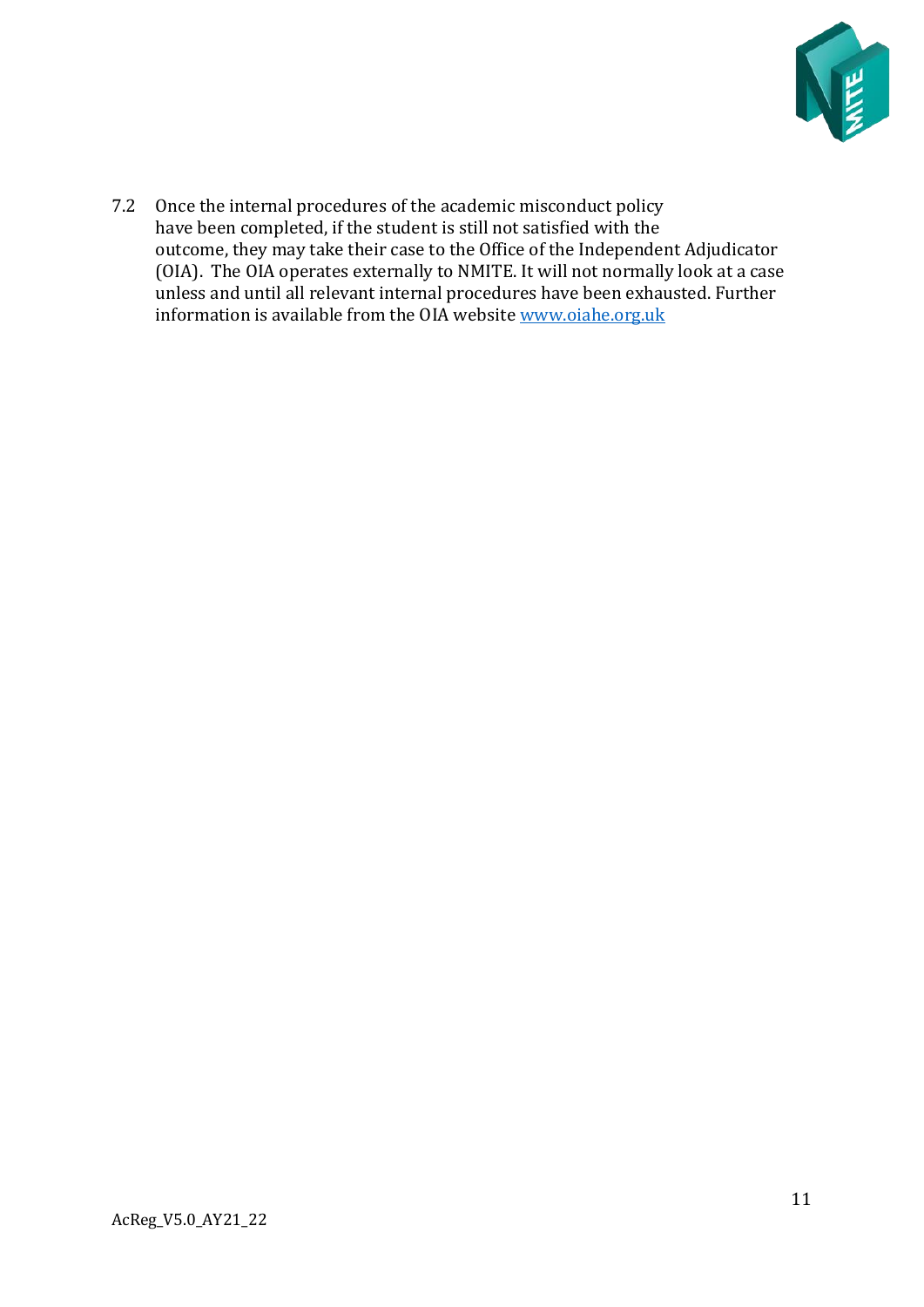7.2 Once the internal procedures of the academic misconduct policy have been completed, if the student is still not satisfied with the outcome, they may take their case to the Office of the Independent Adjudicator (OIA). The OIA operates externally to NMITE. It will not normally look at a case unless and until all relevant internal procedures have been exhausted. Further information is available from the OIA website [www.oiahe.org.uk](http://www.oiahe.org.uk)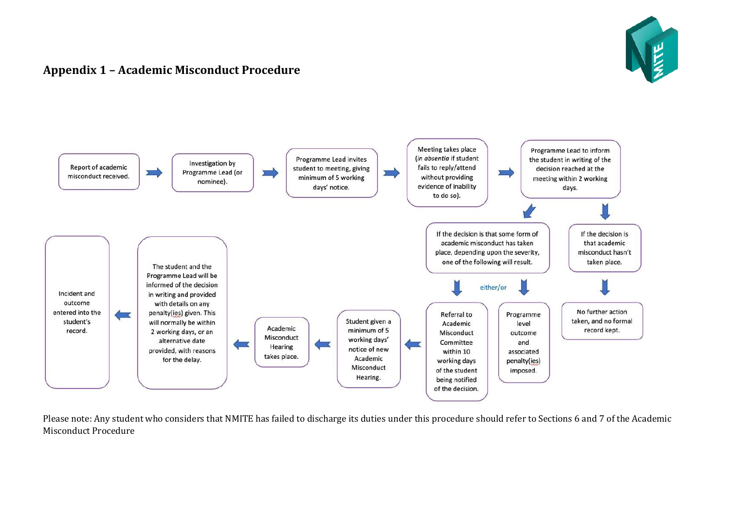## Appendix 1 – Academic Misconduct Procedure

Report of academic misconduct received.

Investigation by Programme Lead (or nominee).

Programme Lead invites student to meeting, giving minimum of 5 working days' notice.

Meeting takes place (*in absentia* if student fails to reply/attend without providing evidence of inability to do so).

Programme Lead to inform the student in writing of the decision reached at the meeting within 2 working days.

If the decision is that some form of academic misconduct has taken place, depending upon the severity, one of the following will result.

either/or

- Referral to Academic Misconduct Committee within 10 working days of the student being notified of the decision.
- Programme level outcome and associated penalty(ies) imposed.

Student given a minimum of 5 working days' notice of new Academic Misconduct Hearing.

Academic Misconduct Hearing takes place.

The student and the Programme Lead will be informed of the decision in writing and provided with details on any penalty(ies) given. This will normally be within 2 working days, or an alternative date provided, with reasons for the delay.

Incident and outcome entered into the student's record.

If the decision is that academic misconduct hasn't taken place.

No further action taken, and no formal record kept.

Please note: Any student who considers that NMITE has failed to discharge its duties under this procedure should refer to Sections 6 and 7 of the Academic Misconduct Procedure